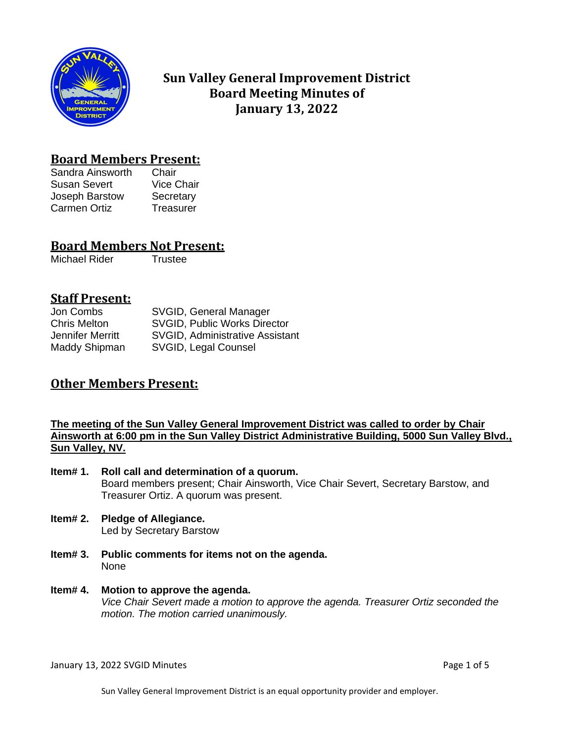# Sun Valley General Improvement District Board Meeting Minutes of January 13, 2022

## Board Members Present:

| | |
|---|---|
| Sandra Ainsworth | Chair |
| Susan Severt | Vice Chair |
| Joseph Barstow | Secretary |
| Carmen Ortiz | Treasurer |

## Board Members Not Present:

| | |
|---|---|
| Michael Rider | Trustee |

## Staff Present:

| | |
|---|---|
| Jon Combs | SVGID, General Manager |
| Chris Melton | SVGID, Public Works Director |
| Jennifer Merritt | SVGID, Administrative Assistant |
| Maddy Shipman | SVGID, Legal Counsel |

## Other Members Present:

**The meeting of the Sun Valley General Improvement District was called to order by Chair Ainsworth at 6:00 pm in the Sun Valley District Administrative Building, 5000 Sun Valley Blvd., Sun Valley, NV.**

**Item# 1. Roll call and determination of a quorum.**
Board members present; Chair Ainsworth, Vice Chair Severt, Secretary Barstow, and Treasurer Ortiz. A quorum was present.

**Item# 2. Pledge of Allegiance.**
Led by Secretary Barstow

**Item# 3. Public comments for items not on the agenda.**
None

**Item# 4. Motion to approve the agenda.**
*Vice Chair Severt made a motion to approve the agenda. Treasurer Ortiz seconded the motion. The motion carried unanimously.*

Sun Valley General Improvement District is an equal opportunity provider and employer.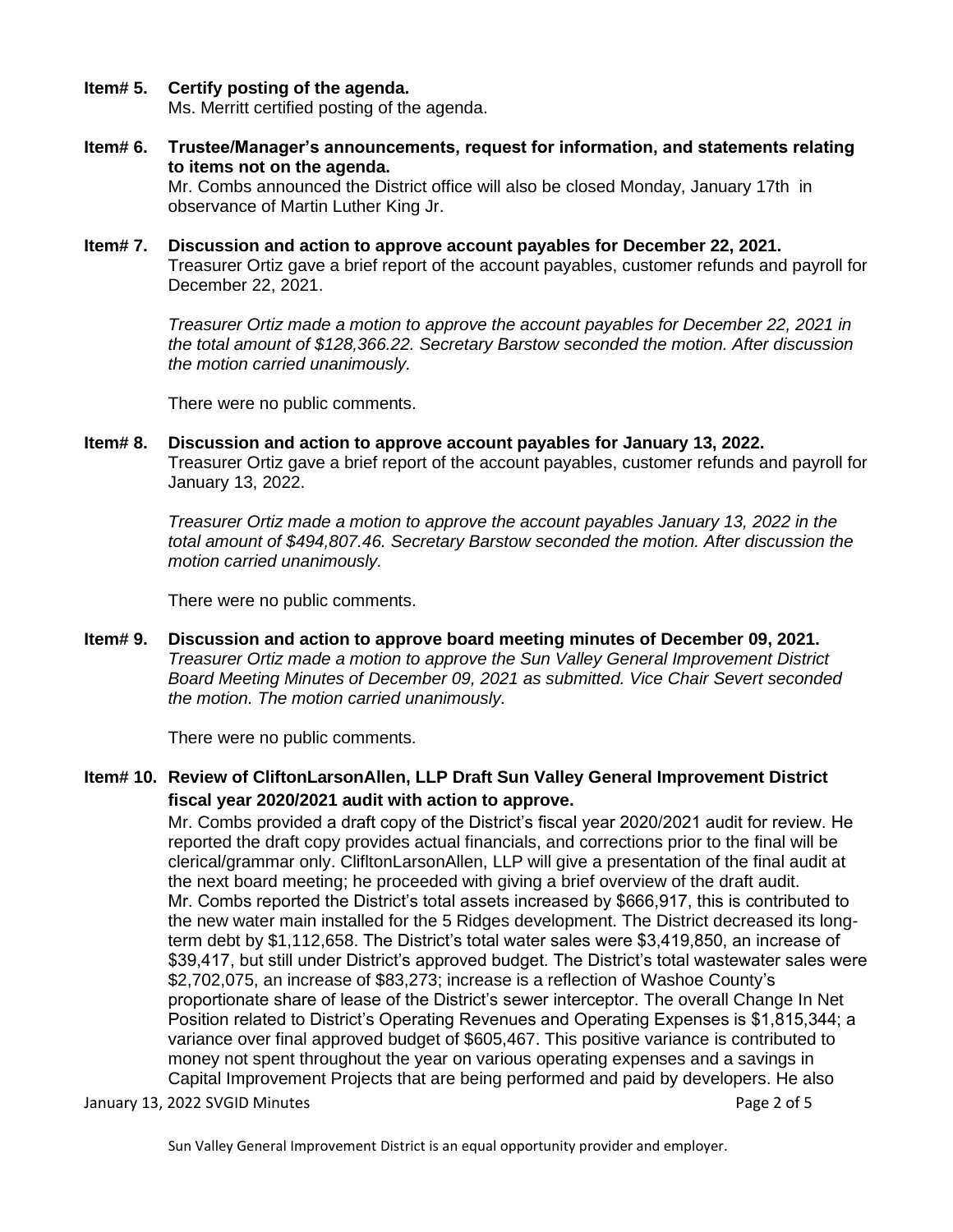**Item# 5. Certify posting of the agenda.**
Ms. Merritt certified posting of the agenda.

**Item# 6. Trustee/Manager's announcements, request for information, and statements relating to items not on the agenda.**
Mr. Combs announced the District office will also be closed Monday, January 17th in observance of Martin Luther King Jr.

**Item# 7. Discussion and action to approve account payables for December 22, 2021.**
Treasurer Ortiz gave a brief report of the account payables, customer refunds and payroll for December 22, 2021.

*Treasurer Ortiz made a motion to approve the account payables for December 22, 2021 in the total amount of $128,366.22. Secretary Barstow seconded the motion. After discussion the motion carried unanimously.*

There were no public comments.

**Item# 8. Discussion and action to approve account payables for January 13, 2022.**
Treasurer Ortiz gave a brief report of the account payables, customer refunds and payroll for January 13, 2022.

*Treasurer Ortiz made a motion to approve the account payables January 13, 2022 in the total amount of $494,807.46. Secretary Barstow seconded the motion. After discussion the motion carried unanimously.*

There were no public comments.

**Item# 9. Discussion and action to approve board meeting minutes of December 09, 2021.**
*Treasurer Ortiz made a motion to approve the Sun Valley General Improvement District Board Meeting Minutes of December 09, 2021 as submitted. Vice Chair Severt seconded the motion. The motion carried unanimously.*

There were no public comments.

**Item# 10. Review of CliftonLarsonAllen, LLP Draft Sun Valley General Improvement District fiscal year 2020/2021 audit with action to approve.**
Mr. Combs provided a draft copy of the District's fiscal year 2020/2021 audit for review. He reported the draft copy provides actual financials, and corrections prior to the final will be clerical/grammar only. ClifltonLarsonAllen, LLP will give a presentation of the final audit at the next board meeting; he proceeded with giving a brief overview of the draft audit.
Mr. Combs reported the District's total assets increased by $666,917, this is contributed to the new water main installed for the 5 Ridges development. The District decreased its long-term debt by $1,112,658. The District's total water sales were $3,419,850, an increase of $39,417, but still under District's approved budget. The District's total wastewater sales were $2,702,075, an increase of $83,273; increase is a reflection of Washoe County's proportionate share of lease of the District's sewer interceptor. The overall Change In Net Position related to District's Operating Revenues and Operating Expenses is $1,815,344; a variance over final approved budget of $605,467. This positive variance is contributed to money not spent throughout the year on various operating expenses and a savings in Capital Improvement Projects that are being performed and paid by developers. He also

Sun Valley General Improvement District is an equal opportunity provider and employer.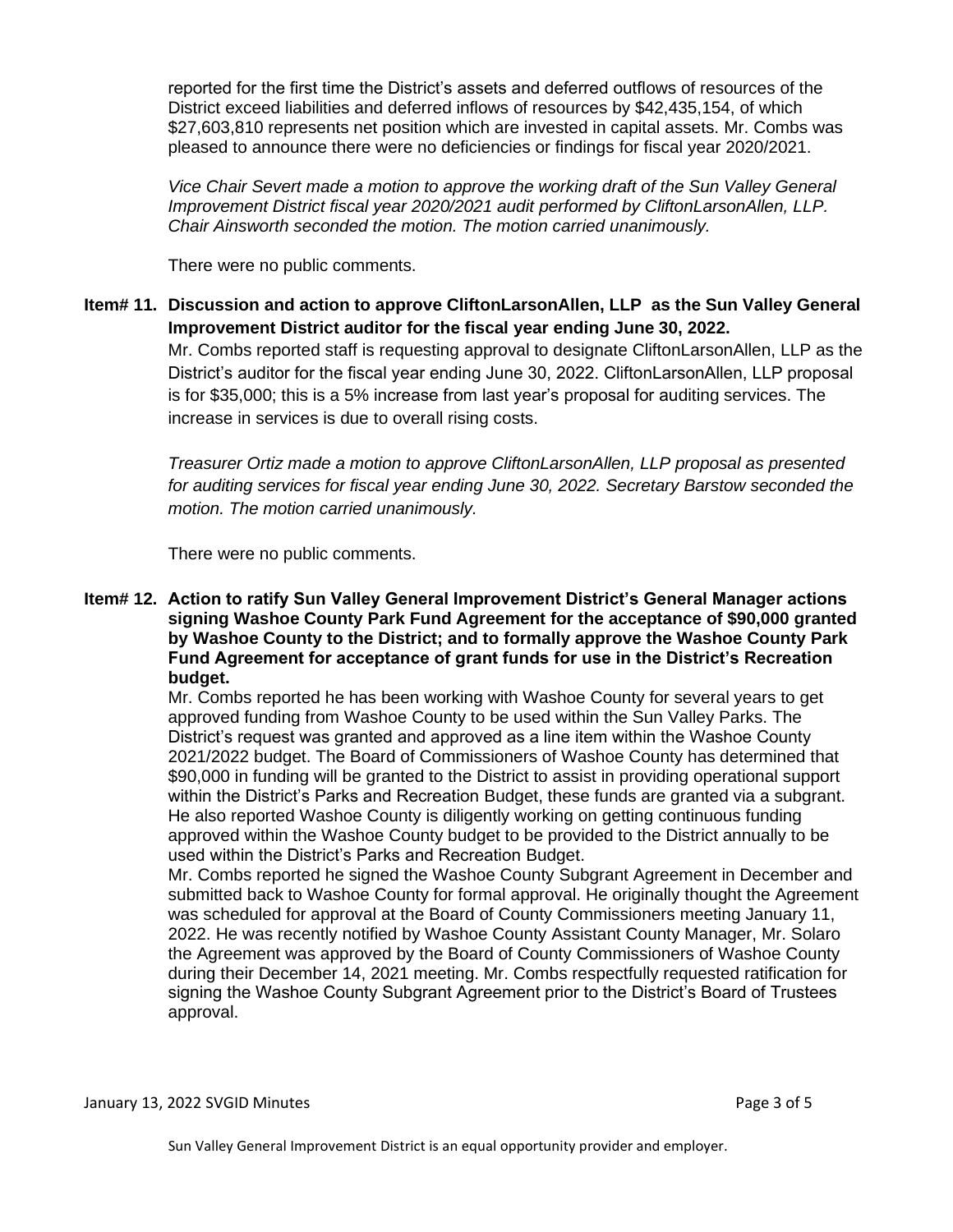reported for the first time the District's assets and deferred outflows of resources of the District exceed liabilities and deferred inflows of resources by $42,435,154, of which $27,603,810 represents net position which are invested in capital assets. Mr. Combs was pleased to announce there were no deficiencies or findings for fiscal year 2020/2021.

*Vice Chair Severt made a motion to approve the working draft of the Sun Valley General Improvement District fiscal year 2020/2021 audit performed by CliftonLarsonAllen, LLP. Chair Ainsworth seconded the motion. The motion carried unanimously.*

There were no public comments.

**Item# 11. Discussion and action to approve CliftonLarsonAllen, LLP as the Sun Valley General Improvement District auditor for the fiscal year ending June 30, 2022.**

Mr. Combs reported staff is requesting approval to designate CliftonLarsonAllen, LLP as the District's auditor for the fiscal year ending June 30, 2022. CliftonLarsonAllen, LLP proposal is for $35,000; this is a 5% increase from last year's proposal for auditing services. The increase in services is due to overall rising costs.

*Treasurer Ortiz made a motion to approve CliftonLarsonAllen, LLP proposal as presented for auditing services for fiscal year ending June 30, 2022. Secretary Barstow seconded the motion. The motion carried unanimously.*

There were no public comments.

**Item# 12. Action to ratify Sun Valley General Improvement District's General Manager actions signing Washoe County Park Fund Agreement for the acceptance of $90,000 granted by Washoe County to the District; and to formally approve the Washoe County Park Fund Agreement for acceptance of grant funds for use in the District's Recreation budget.**

Mr. Combs reported he has been working with Washoe County for several years to get approved funding from Washoe County to be used within the Sun Valley Parks. The District's request was granted and approved as a line item within the Washoe County 2021/2022 budget. The Board of Commissioners of Washoe County has determined that $90,000 in funding will be granted to the District to assist in providing operational support within the District's Parks and Recreation Budget, these funds are granted via a subgrant. He also reported Washoe County is diligently working on getting continuous funding approved within the Washoe County budget to be provided to the District annually to be used within the District's Parks and Recreation Budget.

Mr. Combs reported he signed the Washoe County Subgrant Agreement in December and submitted back to Washoe County for formal approval. He originally thought the Agreement was scheduled for approval at the Board of County Commissioners meeting January 11, 2022. He was recently notified by Washoe County Assistant County Manager, Mr. Solaro the Agreement was approved by the Board of County Commissioners of Washoe County during their December 14, 2021 meeting. Mr. Combs respectfully requested ratification for signing the Washoe County Subgrant Agreement prior to the District's Board of Trustees approval.

Sun Valley General Improvement District is an equal opportunity provider and employer.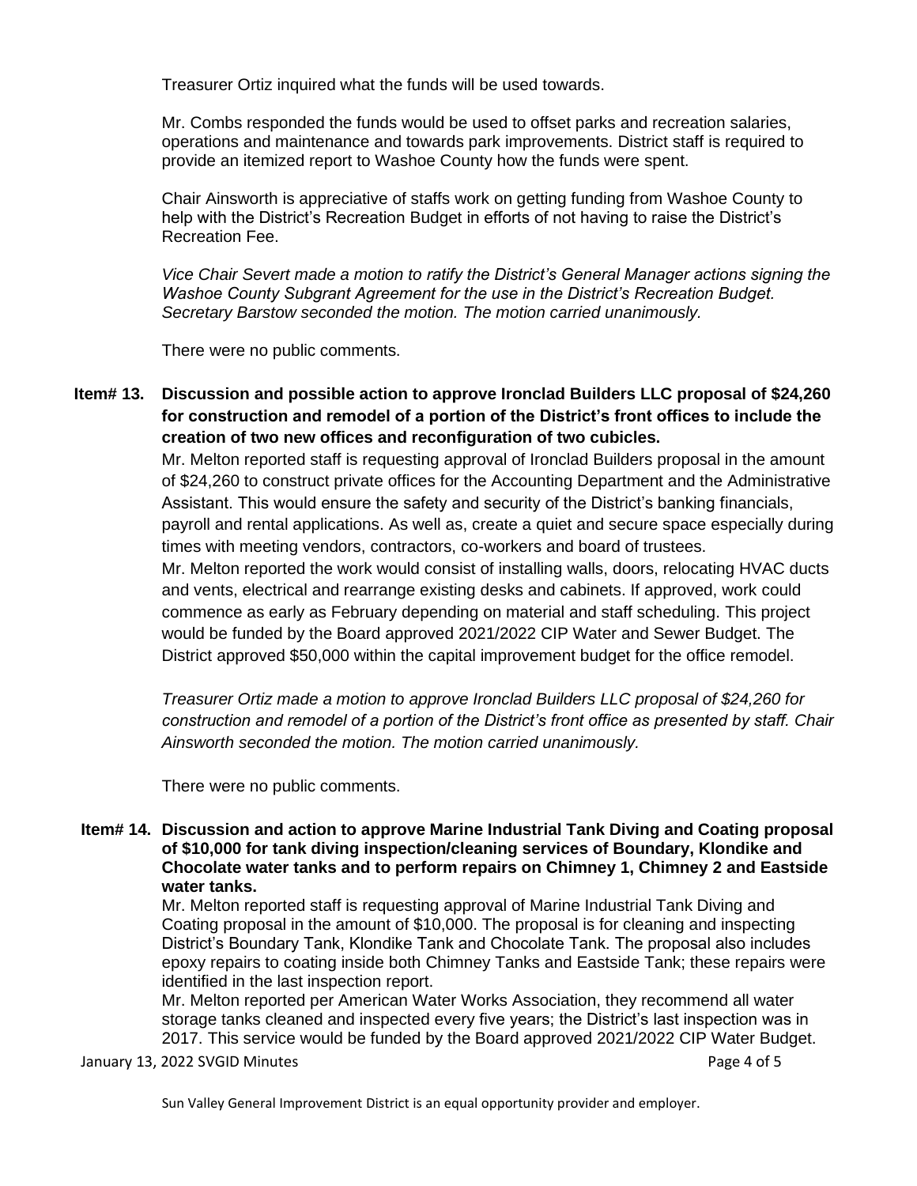Treasurer Ortiz inquired what the funds will be used towards.

Mr. Combs responded the funds would be used to offset parks and recreation salaries, operations and maintenance and towards park improvements. District staff is required to provide an itemized report to Washoe County how the funds were spent.

Chair Ainsworth is appreciative of staffs work on getting funding from Washoe County to help with the District's Recreation Budget in efforts of not having to raise the District's Recreation Fee.

*Vice Chair Severt made a motion to ratify the District's General Manager actions signing the Washoe County Subgrant Agreement for the use in the District's Recreation Budget. Secretary Barstow seconded the motion. The motion carried unanimously.*

There were no public comments.

**Item# 13. Discussion and possible action to approve Ironclad Builders LLC proposal of $24,260 for construction and remodel of a portion of the District's front offices to include the creation of two new offices and reconfiguration of two cubicles.**

Mr. Melton reported staff is requesting approval of Ironclad Builders proposal in the amount of $24,260 to construct private offices for the Accounting Department and the Administrative Assistant. This would ensure the safety and security of the District's banking financials, payroll and rental applications. As well as, create a quiet and secure space especially during times with meeting vendors, contractors, co-workers and board of trustees.

Mr. Melton reported the work would consist of installing walls, doors, relocating HVAC ducts and vents, electrical and rearrange existing desks and cabinets. If approved, work could commence as early as February depending on material and staff scheduling. This project would be funded by the Board approved 2021/2022 CIP Water and Sewer Budget. The District approved $50,000 within the capital improvement budget for the office remodel.

*Treasurer Ortiz made a motion to approve Ironclad Builders LLC proposal of $24,260 for construction and remodel of a portion of the District's front office as presented by staff. Chair Ainsworth seconded the motion. The motion carried unanimously.*

There were no public comments.

**Item# 14. Discussion and action to approve Marine Industrial Tank Diving and Coating proposal of $10,000 for tank diving inspection/cleaning services of Boundary, Klondike and Chocolate water tanks and to perform repairs on Chimney 1, Chimney 2 and Eastside water tanks.**

Mr. Melton reported staff is requesting approval of Marine Industrial Tank Diving and Coating proposal in the amount of $10,000. The proposal is for cleaning and inspecting District's Boundary Tank, Klondike Tank and Chocolate Tank. The proposal also includes epoxy repairs to coating inside both Chimney Tanks and Eastside Tank; these repairs were identified in the last inspection report.

Mr. Melton reported per American Water Works Association, they recommend all water storage tanks cleaned and inspected every five years; the District's last inspection was in 2017. This service would be funded by the Board approved 2021/2022 CIP Water Budget.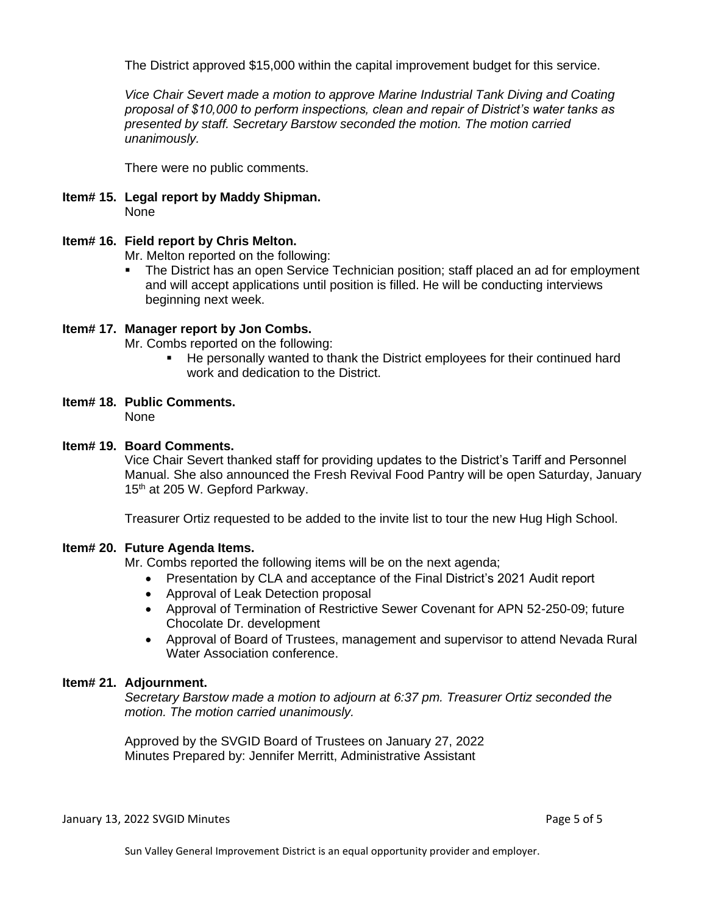The District approved $15,000 within the capital improvement budget for this service.

*Vice Chair Severt made a motion to approve Marine Industrial Tank Diving and Coating proposal of $10,000 to perform inspections, clean and repair of District's water tanks as presented by staff. Secretary Barstow seconded the motion. The motion carried unanimously.*

There were no public comments.

**Item# 15. Legal report by Maddy Shipman.**

None

**Item# 16. Field report by Chris Melton.**

Mr. Melton reported on the following:

- The District has an open Service Technician position; staff placed an ad for employment and will accept applications until position is filled. He will be conducting interviews beginning next week.

**Item# 17. Manager report by Jon Combs.**

Mr. Combs reported on the following:

- He personally wanted to thank the District employees for their continued hard work and dedication to the District.

**Item# 18. Public Comments.**

None

**Item# 19. Board Comments.**

Vice Chair Severt thanked staff for providing updates to the District's Tariff and Personnel Manual. She also announced the Fresh Revival Food Pantry will be open Saturday, January 15th at 205 W. Gepford Parkway.

Treasurer Ortiz requested to be added to the invite list to tour the new Hug High School.

**Item# 20. Future Agenda Items.**

Mr. Combs reported the following items will be on the next agenda;

- Presentation by CLA and acceptance of the Final District's 2021 Audit report
- Approval of Leak Detection proposal
- Approval of Termination of Restrictive Sewer Covenant for APN 52-250-09; future Chocolate Dr. development
- Approval of Board of Trustees, management and supervisor to attend Nevada Rural Water Association conference.

**Item# 21. Adjournment.**

*Secretary Barstow made a motion to adjourn at 6:37 pm. Treasurer Ortiz seconded the motion. The motion carried unanimously.*

Approved by the SVGID Board of Trustees on January 27, 2022
Minutes Prepared by: Jennifer Merritt, Administrative Assistant

Sun Valley General Improvement District is an equal opportunity provider and employer.